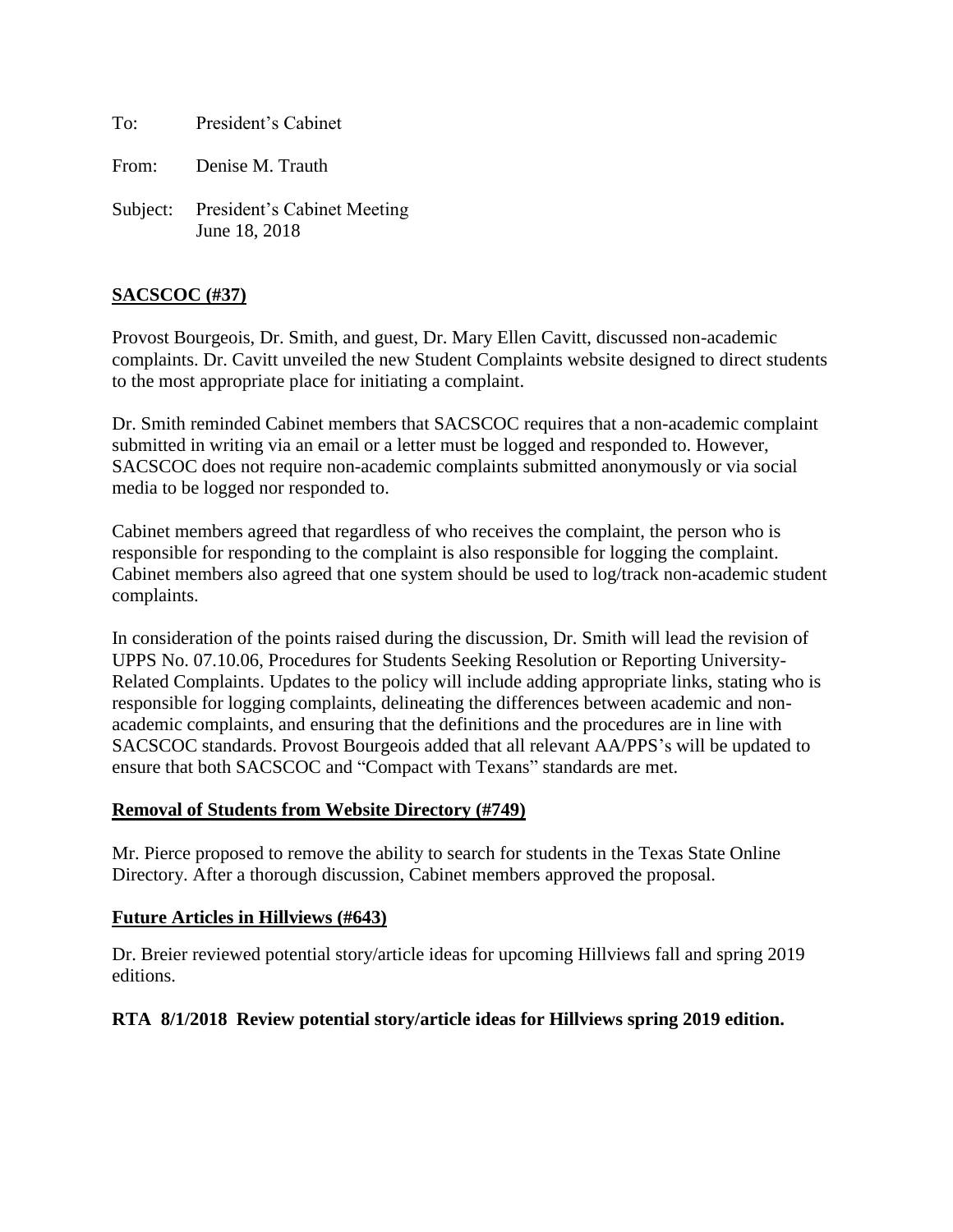To: President's Cabinet

From: Denise M. Trauth

Subject: President's Cabinet Meeting  
June 18, 2018

## SACSCOC (#37)

Provost Bourgeois, Dr. Smith, and guest, Dr. Mary Ellen Cavitt, discussed non-academic complaints. Dr. Cavitt unveiled the new Student Complaints website designed to direct students to the most appropriate place for initiating a complaint.

Dr. Smith reminded Cabinet members that SACSCOC requires that a non-academic complaint submitted in writing via an email or a letter must be logged and responded to. However, SACSCOC does not require non-academic complaints submitted anonymously or via social media to be logged nor responded to.

Cabinet members agreed that regardless of who receives the complaint, the person who is responsible for responding to the complaint is also responsible for logging the complaint. Cabinet members also agreed that one system should be used to log/track non-academic student complaints.

In consideration of the points raised during the discussion, Dr. Smith will lead the revision of UPPS No. 07.10.06, Procedures for Students Seeking Resolution or Reporting University-Related Complaints. Updates to the policy will include adding appropriate links, stating who is responsible for logging complaints, delineating the differences between academic and non-academic complaints, and ensuring that the definitions and the procedures are in line with SACSCOC standards. Provost Bourgeois added that all relevant AA/PPS's will be updated to ensure that both SACSCOC and "Compact with Texans" standards are met.

## Removal of Students from Website Directory (#749)

Mr. Pierce proposed to remove the ability to search for students in the Texas State Online Directory. After a thorough discussion, Cabinet members approved the proposal.

## Future Articles in Hillviews (#643)

Dr. Breier reviewed potential story/article ideas for upcoming Hillviews fall and spring 2019 editions.

**RTA 8/1/2018 Review potential story/article ideas for Hillviews spring 2019 edition.**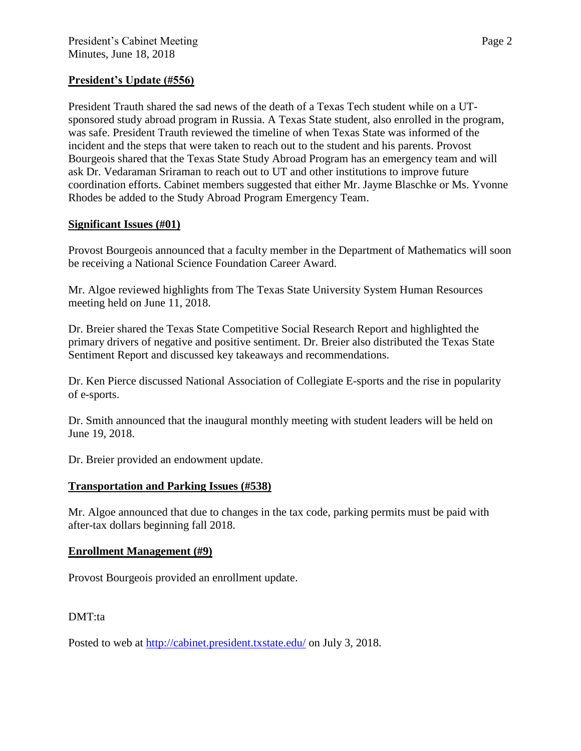**President's Update (#556)**

President Trauth shared the sad news of the death of a Texas Tech student while on a UT-sponsored study abroad program in Russia. A Texas State student, also enrolled in the program, was safe. President Trauth reviewed the timeline of when Texas State was informed of the incident and the steps that were taken to reach out to the student and his parents. Provost Bourgeois shared that the Texas State Study Abroad Program has an emergency team and will ask Dr. Vedaraman Sriraman to reach out to UT and other institutions to improve future coordination efforts. Cabinet members suggested that either Mr. Jayme Blaschke or Ms. Yvonne Rhodes be added to the Study Abroad Program Emergency Team.

**Significant Issues (#01)**

Provost Bourgeois announced that a faculty member in the Department of Mathematics will soon be receiving a National Science Foundation Career Award.

Mr. Algoe reviewed highlights from The Texas State University System Human Resources meeting held on June 11, 2018.

Dr. Breier shared the Texas State Competitive Social Research Report and highlighted the primary drivers of negative and positive sentiment. Dr. Breier also distributed the Texas State Sentiment Report and discussed key takeaways and recommendations.

Dr. Ken Pierce discussed National Association of Collegiate E-sports and the rise in popularity of e-sports.

Dr. Smith announced that the inaugural monthly meeting with student leaders will be held on June 19, 2018.

Dr. Breier provided an endowment update.

**Transportation and Parking Issues (#538)**

Mr. Algoe announced that due to changes in the tax code, parking permits must be paid with after-tax dollars beginning fall 2018.

**Enrollment Management (#9)**

Provost Bourgeois provided an enrollment update.

DMT:ta

Posted to web at http://cabinet.president.txstate.edu/ on July 3, 2018.